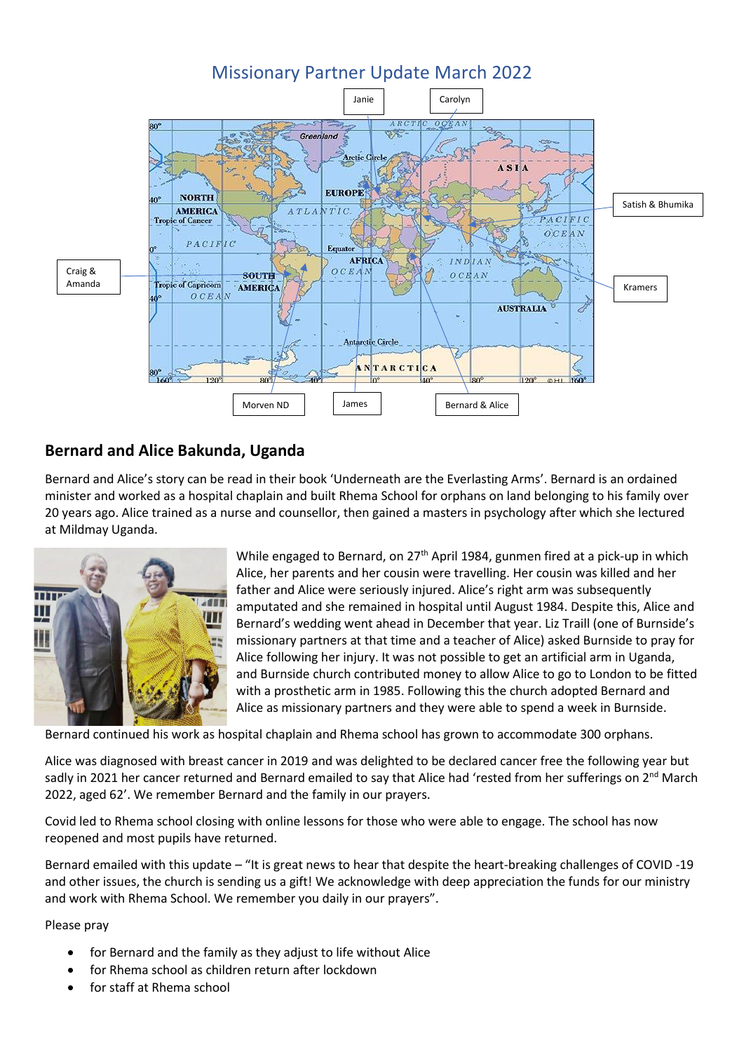# Missionary Partner Update March 2022

## Bernard and Alice Bakunda, Uganda

Bernard and Alice's story can be read in their book 'Underneath are the Everlasting Arms'. Bernard is an ordained minister and worked as a hospital chaplain and built Rhema School for orphans on land belonging to his family over 20 years ago. Alice trained as a nurse and counsellor, then gained a masters in psychology after which she lectured at Mildmay Uganda.

While engaged to Bernard, on 27th April 1984, gunmen fired at a pick-up in which Alice, her parents and her cousin were travelling. Her cousin was killed and her father and Alice were seriously injured. Alice's right arm was subsequently amputated and she remained in hospital until August 1984. Despite this, Alice and Bernard's wedding went ahead in December that year. Liz Traill (one of Burnside's missionary partners at that time and a teacher of Alice) asked Burnside to pray for Alice following her injury. It was not possible to get an artificial arm in Uganda, and Burnside church contributed money to allow Alice to go to London to be fitted with a prosthetic arm in 1985. Following this the church adopted Bernard and Alice as missionary partners and they were able to spend a week in Burnside.

Bernard continued his work as hospital chaplain and Rhema school has grown to accommodate 300 orphans.

Alice was diagnosed with breast cancer in 2019 and was delighted to be declared cancer free the following year but sadly in 2021 her cancer returned and Bernard emailed to say that Alice had 'rested from her sufferings on 2nd March 2022, aged 62'. We remember Bernard and the family in our prayers.

Covid led to Rhema school closing with online lessons for those who were able to engage. The school has now reopened and most pupils have returned.

Bernard emailed with this update – "It is great news to hear that despite the heart-breaking challenges of COVID -19 and other issues, the church is sending us a gift! We acknowledge with deep appreciation the funds for our ministry and work with Rhema School. We remember you daily in our prayers".

Please pray

- for Bernard and the family as they adjust to life without Alice
- for Rhema school as children return after lockdown
- for staff at Rhema school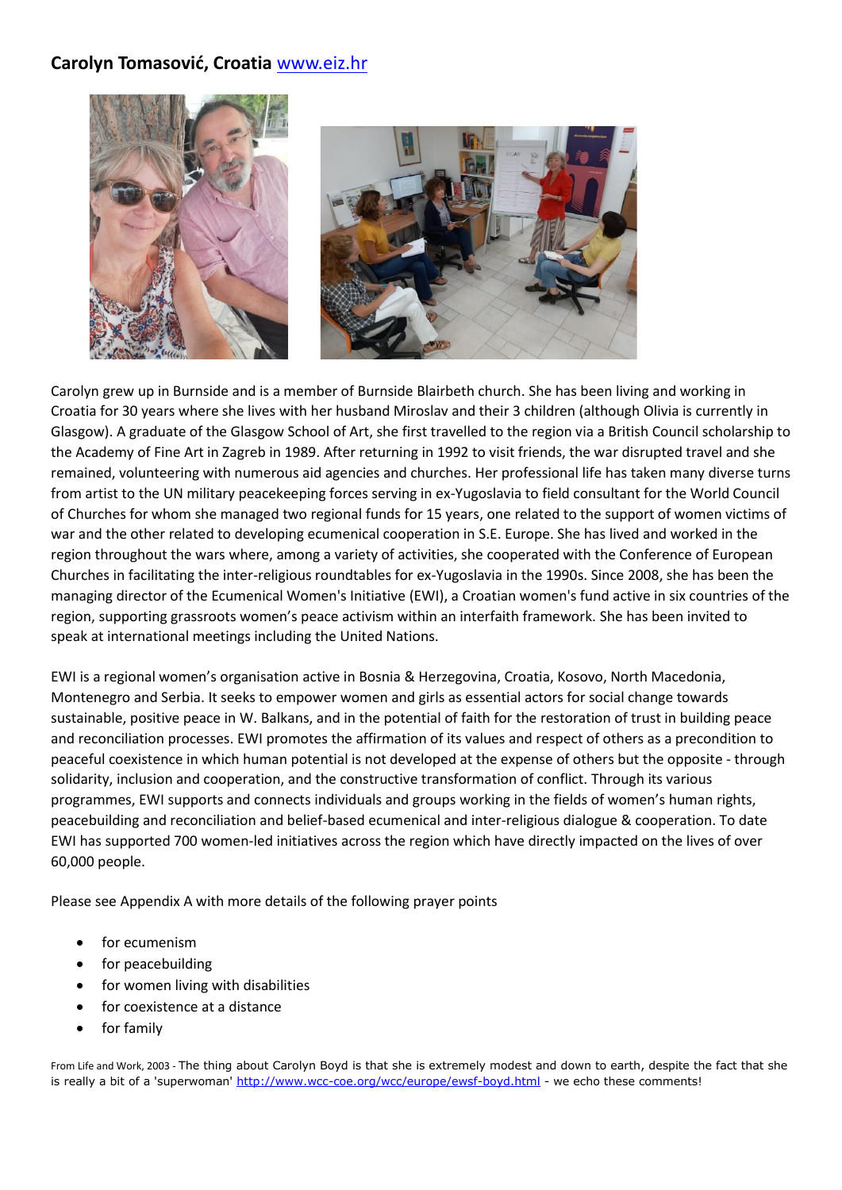## Carolyn Tomasović, Croatia [www.eiz.hr](http://www.eiz.hr)

Carolyn grew up in Burnside and is a member of Burnside Blairbeth church. She has been living and working in Croatia for 30 years where she lives with her husband Miroslav and their 3 children (although Olivia is currently in Glasgow). A graduate of the Glasgow School of Art, she first travelled to the region via a British Council scholarship to the Academy of Fine Art in Zagreb in 1989. After returning in 1992 to visit friends, the war disrupted travel and she remained, volunteering with numerous aid agencies and churches. Her professional life has taken many diverse turns from artist to the UN military peacekeeping forces serving in ex-Yugoslavia to field consultant for the World Council of Churches for whom she managed two regional funds for 15 years, one related to the support of women victims of war and the other related to developing ecumenical cooperation in S.E. Europe. She has lived and worked in the region throughout the wars where, among a variety of activities, she cooperated with the Conference of European Churches in facilitating the inter-religious roundtables for ex-Yugoslavia in the 1990s. Since 2008, she has been the managing director of the Ecumenical Women's Initiative (EWI), a Croatian women's fund active in six countries of the region, supporting grassroots women's peace activism within an interfaith framework. She has been invited to speak at international meetings including the United Nations.

EWI is a regional women's organisation active in Bosnia & Herzegovina, Croatia, Kosovo, North Macedonia, Montenegro and Serbia. It seeks to empower women and girls as essential actors for social change towards sustainable, positive peace in W. Balkans, and in the potential of faith for the restoration of trust in building peace and reconciliation processes. EWI promotes the affirmation of its values and respect of others as a precondition to peaceful coexistence in which human potential is not developed at the expense of others but the opposite - through solidarity, inclusion and cooperation, and the constructive transformation of conflict. Through its various programmes, EWI supports and connects individuals and groups working in the fields of women's human rights, peacebuilding and reconciliation and belief-based ecumenical and inter-religious dialogue & cooperation. To date EWI has supported 700 women-led initiatives across the region which have directly impacted on the lives of over 60,000 people.

Please see Appendix A with more details of the following prayer points

- for ecumenism
- for peacebuilding
- for women living with disabilities
- for coexistence at a distance
- for family

From Life and Work, 2003 - The thing about Carolyn Boyd is that she is extremely modest and down to earth, despite the fact that she is really a bit of a 'superwoman' [http://www.wcc-coe.org/wcc/europe/ewsf-boyd.html](http://www.wcc-coe.org/wcc/europe/ewsf-boyd.html) - we echo these comments!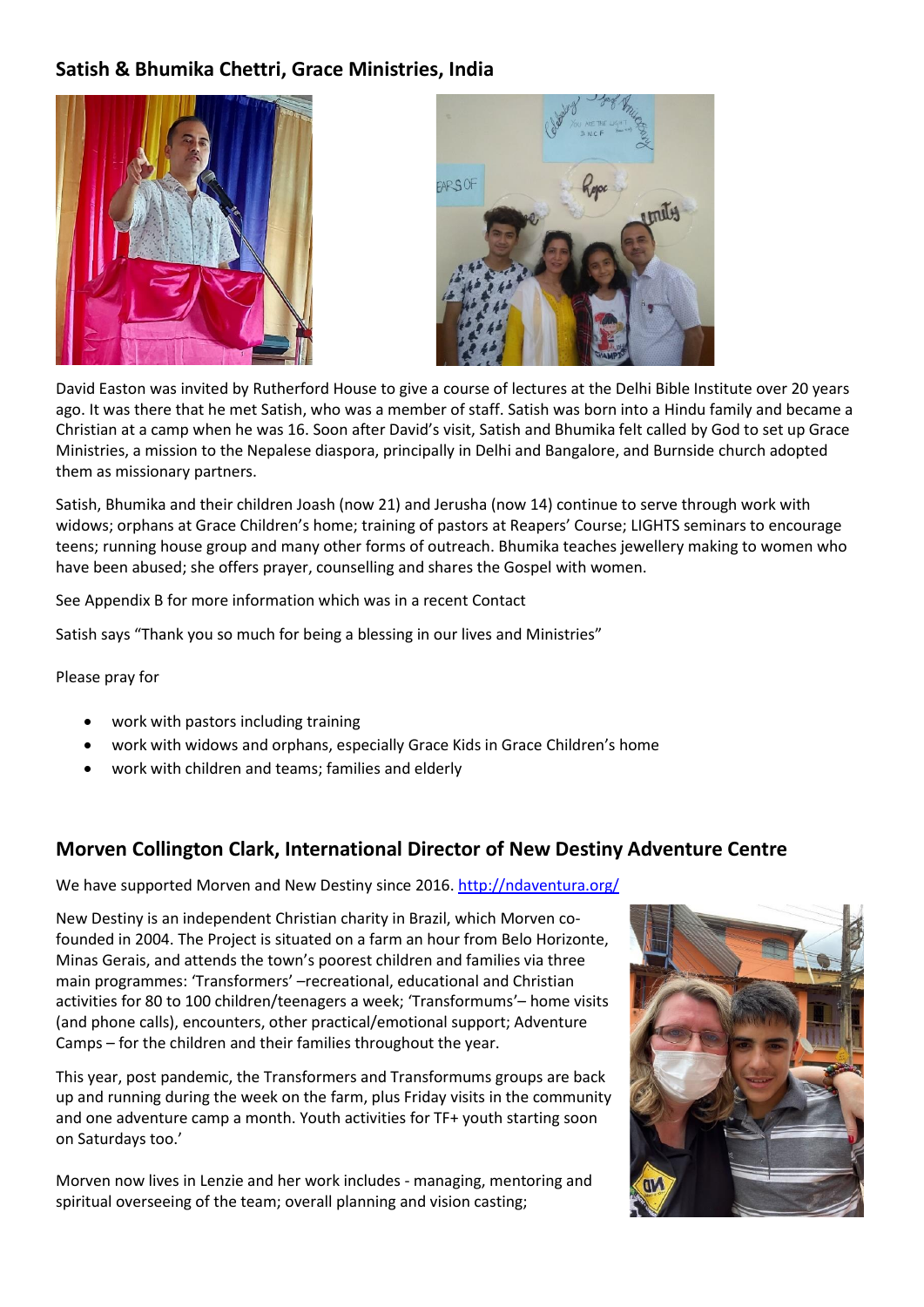## Satish & Bhumika Chettri, Grace Ministries, India

David Easton was invited by Rutherford House to give a course of lectures at the Delhi Bible Institute over 20 years ago. It was there that he met Satish, who was a member of staff. Satish was born into a Hindu family and became a Christian at a camp when he was 16. Soon after David's visit, Satish and Bhumika felt called by God to set up Grace Ministries, a mission to the Nepalese diaspora, principally in Delhi and Bangalore, and Burnside church adopted them as missionary partners.

Satish, Bhumika and their children Joash (now 21) and Jerusha (now 14) continue to serve through work with widows; orphans at Grace Children's home; training of pastors at Reapers' Course; LIGHTS seminars to encourage teens; running house group and many other forms of outreach. Bhumika teaches jewellery making to women who have been abused; she offers prayer, counselling and shares the Gospel with women.

See Appendix B for more information which was in a recent Contact

Satish says "Thank you so much for being a blessing in our lives and Ministries"

Please pray for

- work with pastors including training
- work with widows and orphans, especially Grace Kids in Grace Children's home
- work with children and teams; families and elderly

## Morven Collington Clark, International Director of New Destiny Adventure Centre

We have supported Morven and New Destiny since 2016. http://ndaventura.org/

New Destiny is an independent Christian charity in Brazil, which Morven co-founded in 2004. The Project is situated on a farm an hour from Belo Horizonte, Minas Gerais, and attends the town's poorest children and families via three main programmes: 'Transformers' –recreational, educational and Christian activities for 80 to 100 children/teenagers a week; 'Transformums'– home visits (and phone calls), encounters, other practical/emotional support; Adventure Camps – for the children and their families throughout the year.

This year, post pandemic, the Transformers and Transformums groups are back up and running during the week on the farm, plus Friday visits in the community and one adventure camp a month. Youth activities for TF+ youth starting soon on Saturdays too.'

Morven now lives in Lenzie and her work includes - managing, mentoring and spiritual overseeing of the team; overall planning and vision casting;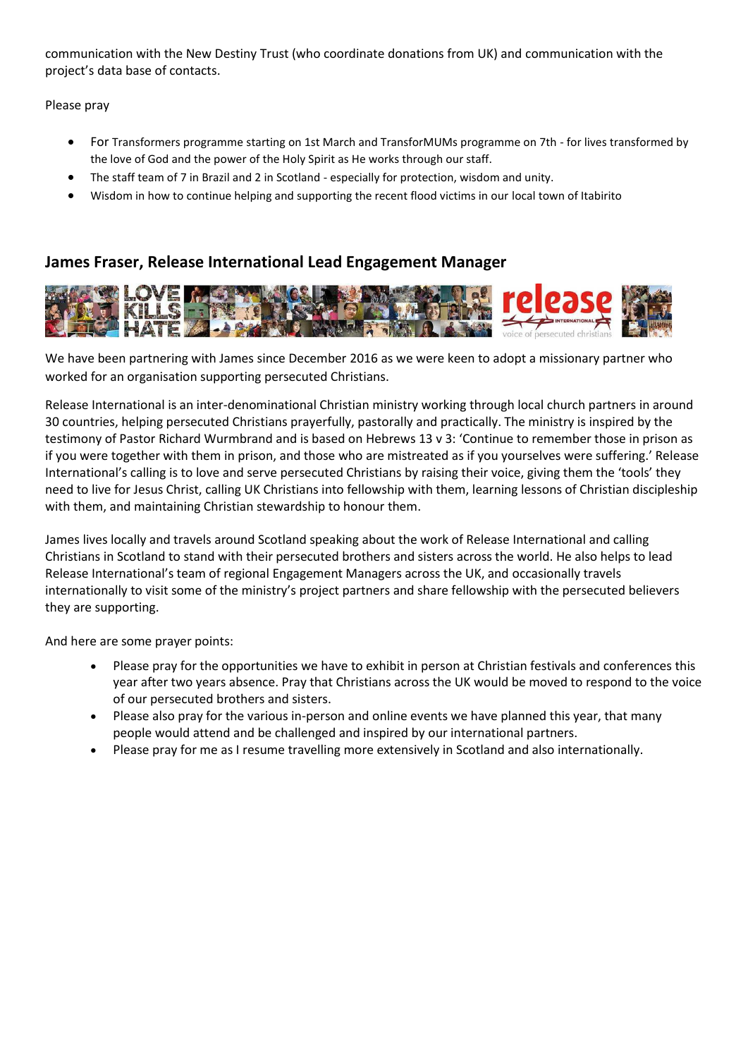communication with the New Destiny Trust (who coordinate donations from UK) and communication with the project's data base of contacts.

Please pray

- For Transformers programme starting on 1st March and TransforMUMs programme on 7th - for lives transformed by the love of God and the power of the Holy Spirit as He works through our staff.
- The staff team of 7 in Brazil and 2 in Scotland - especially for protection, wisdom and unity.
- Wisdom in how to continue helping and supporting the recent flood victims in our local town of Itabirito

## James Fraser, Release International Lead Engagement Manager

We have been partnering with James since December 2016 as we were keen to adopt a missionary partner who worked for an organisation supporting persecuted Christians.

Release International is an inter-denominational Christian ministry working through local church partners in around 30 countries, helping persecuted Christians prayerfully, pastorally and practically. The ministry is inspired by the testimony of Pastor Richard Wurmbrand and is based on Hebrews 13 v 3: 'Continue to remember those in prison as if you were together with them in prison, and those who are mistreated as if you yourselves were suffering.' Release International's calling is to love and serve persecuted Christians by raising their voice, giving them the 'tools' they need to live for Jesus Christ, calling UK Christians into fellowship with them, learning lessons of Christian discipleship with them, and maintaining Christian stewardship to honour them.

James lives locally and travels around Scotland speaking about the work of Release International and calling Christians in Scotland to stand with their persecuted brothers and sisters across the world. He also helps to lead Release International's team of regional Engagement Managers across the UK, and occasionally travels internationally to visit some of the ministry's project partners and share fellowship with the persecuted believers they are supporting.

And here are some prayer points:

- Please pray for the opportunities we have to exhibit in person at Christian festivals and conferences this year after two years absence. Pray that Christians across the UK would be moved to respond to the voice of our persecuted brothers and sisters.
- Please also pray for the various in-person and online events we have planned this year, that many people would attend and be challenged and inspired by our international partners.
- Please pray for me as I resume travelling more extensively in Scotland and also internationally.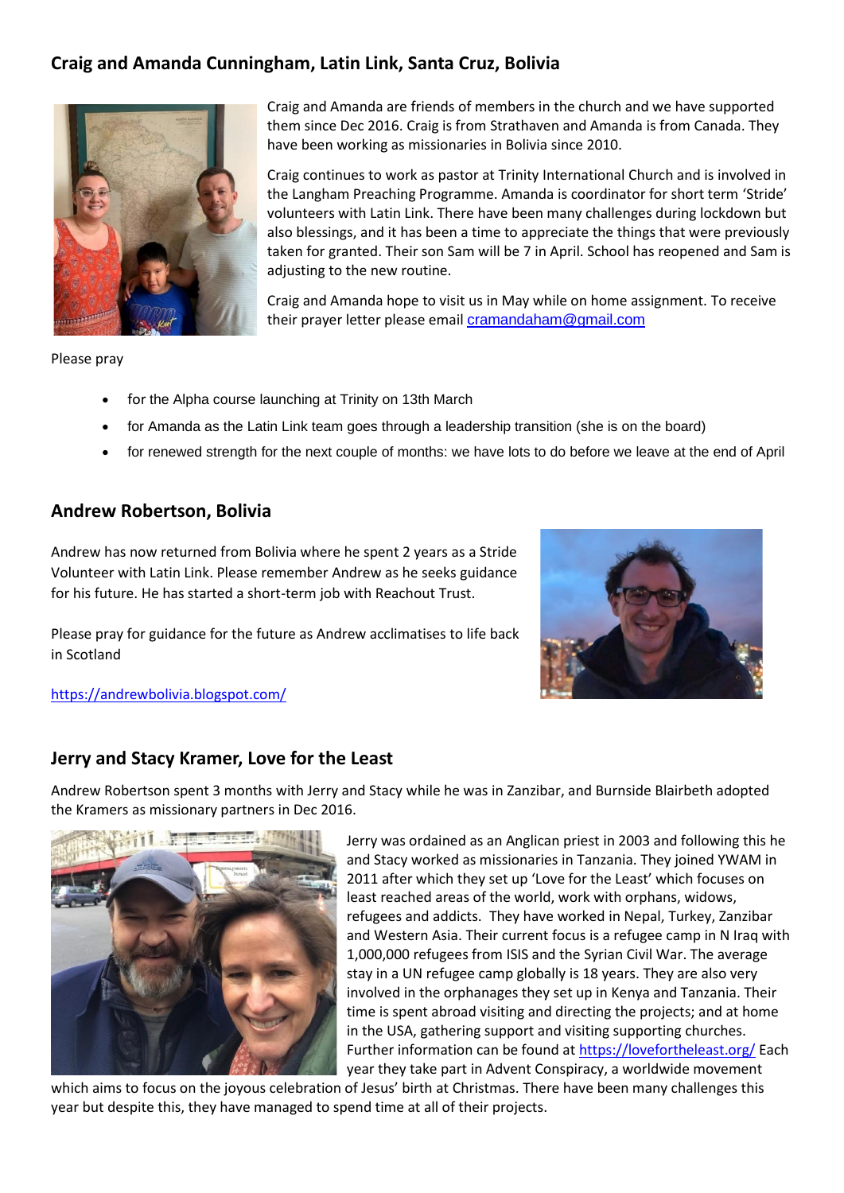## Craig and Amanda Cunningham, Latin Link, Santa Cruz, Bolivia

Craig and Amanda are friends of members in the church and we have supported them since Dec 2016. Craig is from Strathaven and Amanda is from Canada. They have been working as missionaries in Bolivia since 2010.

Craig continues to work as pastor at Trinity International Church and is involved in the Langham Preaching Programme. Amanda is coordinator for short term 'Stride' volunteers with Latin Link. There have been many challenges during lockdown but also blessings, and it has been a time to appreciate the things that were previously taken for granted. Their son Sam will be 7 in April. School has reopened and Sam is adjusting to the new routine.

Craig and Amanda hope to visit us in May while on home assignment. To receive their prayer letter please email cramandaham@gmail.com

Please pray

- for the Alpha course launching at Trinity on 13th March
- for Amanda as the Latin Link team goes through a leadership transition (she is on the board)
- for renewed strength for the next couple of months: we have lots to do before we leave at the end of April

## Andrew Robertson, Bolivia

Andrew has now returned from Bolivia where he spent 2 years as a Stride Volunteer with Latin Link. Please remember Andrew as he seeks guidance for his future. He has started a short-term job with Reachout Trust.

Please pray for guidance for the future as Andrew acclimatises to life back in Scotland

https://andrewbolivia.blogspot.com/

## Jerry and Stacy Kramer, Love for the Least

Andrew Robertson spent 3 months with Jerry and Stacy while he was in Zanzibar, and Burnside Blairbeth adopted the Kramers as missionary partners in Dec 2016.

Jerry was ordained as an Anglican priest in 2003 and following this he and Stacy worked as missionaries in Tanzania. They joined YWAM in 2011 after which they set up 'Love for the Least' which focuses on least reached areas of the world, work with orphans, widows, refugees and addicts. They have worked in Nepal, Turkey, Zanzibar and Western Asia. Their current focus is a refugee camp in N Iraq with 1,000,000 refugees from ISIS and the Syrian Civil War. The average stay in a UN refugee camp globally is 18 years. They are also very involved in the orphanages they set up in Kenya and Tanzania. Their time is spent abroad visiting and directing the projects; and at home in the USA, gathering support and visiting supporting churches. Further information can be found at https://lovefortheleast.org/ Each year they take part in Advent Conspiracy, a worldwide movement which aims to focus on the joyous celebration of Jesus' birth at Christmas. There have been many challenges this year but despite this, they have managed to spend time at all of their projects.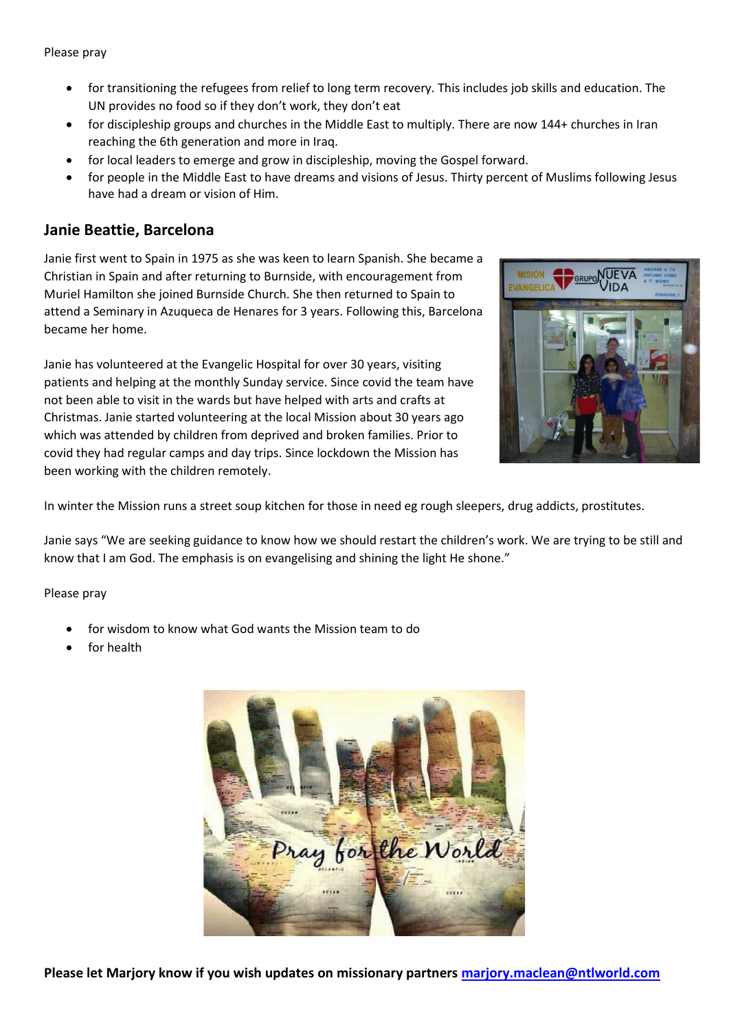Please pray

- for transitioning the refugees from relief to long term recovery. This includes job skills and education. The UN provides no food so if they don't work, they don't eat
- for discipleship groups and churches in the Middle East to multiply. There are now 144+ churches in Iran reaching the 6th generation and more in Iraq.
- for local leaders to emerge and grow in discipleship, moving the Gospel forward.
- for people in the Middle East to have dreams and visions of Jesus. Thirty percent of Muslims following Jesus have had a dream or vision of Him.

## Janie Beattie, Barcelona

Janie first went to Spain in 1975 as she was keen to learn Spanish. She became a Christian in Spain and after returning to Burnside, with encouragement from Muriel Hamilton she joined Burnside Church. She then returned to Spain to attend a Seminary in Azuqueca de Henares for 3 years. Following this, Barcelona became her home.

Janie has volunteered at the Evangelic Hospital for over 30 years, visiting patients and helping at the monthly Sunday service. Since covid the team have not been able to visit in the wards but have helped with arts and crafts at Christmas. Janie started volunteering at the local Mission about 30 years ago which was attended by children from deprived and broken families. Prior to covid they had regular camps and day trips. Since lockdown the Mission has been working with the children remotely.

In winter the Mission runs a street soup kitchen for those in need eg rough sleepers, drug addicts, prostitutes.

Janie says "We are seeking guidance to know how we should restart the children's work. We are trying to be still and know that I am God. The emphasis is on evangelising and shining the light He shone."

Please pray

- for wisdom to know what God wants the Mission team to do
- for health

**Please let Marjory know if you wish updates on missionary partners marjory.maclean@ntlworld.com**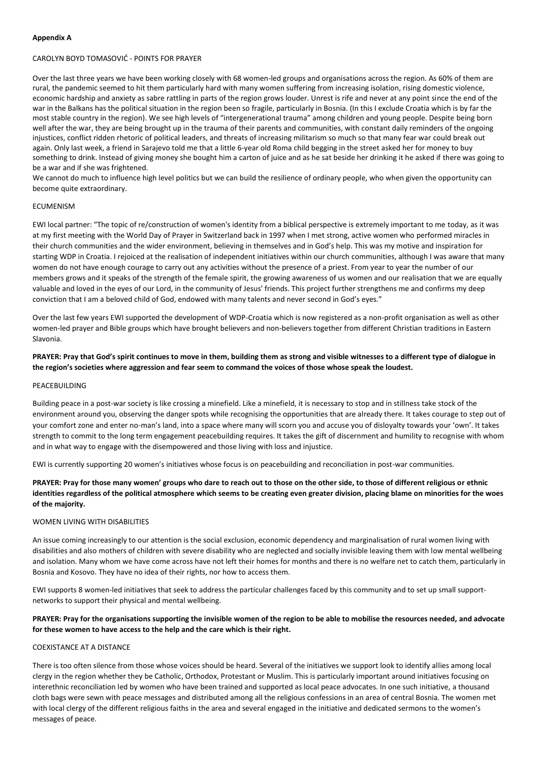**Appendix A**

CAROLYN BOYD TOMASOVIĆ - POINTS FOR PRAYER

Over the last three years we have been working closely with 68 women-led groups and organisations across the region. As 60% of them are rural, the pandemic seemed to hit them particularly hard with many women suffering from increasing isolation, rising domestic violence, economic hardship and anxiety as sabre rattling in parts of the region grows louder. Unrest is rife and never at any point since the end of the war in the Balkans has the political situation in the region been so fragile, particularly in Bosnia. (In this I exclude Croatia which is by far the most stable country in the region). We see high levels of "intergenerational trauma" among children and young people. Despite being born well after the war, they are being brought up in the trauma of their parents and communities, with constant daily reminders of the ongoing injustices, conflict ridden rhetoric of political leaders, and threats of increasing militarism so much so that many fear war could break out again. Only last week, a friend in Sarajevo told me that a little 6-year old Roma child begging in the street asked her for money to buy something to drink. Instead of giving money she bought him a carton of juice and as he sat beside her drinking it he asked if there was going to be a war and if she was frightened.

We cannot do much to influence high level politics but we can build the resilience of ordinary people, who when given the opportunity can become quite extraordinary.

ECUMENISM

EWI local partner: "The topic of re/construction of women's identity from a biblical perspective is extremely important to me today, as it was at my first meeting with the World Day of Prayer in Switzerland back in 1997 when I met strong, active women who performed miracles in their church communities and the wider environment, believing in themselves and in God's help. This was my motive and inspiration for starting WDP in Croatia. I rejoiced at the realisation of independent initiatives within our church communities, although I was aware that many women do not have enough courage to carry out any activities without the presence of a priest. From year to year the number of our members grows and it speaks of the strength of the female spirit, the growing awareness of us women and our realisation that we are equally valuable and loved in the eyes of our Lord, in the community of Jesus' friends. This project further strengthens me and confirms my deep conviction that I am a beloved child of God, endowed with many talents and never second in God's eyes."

Over the last few years EWI supported the development of WDP-Croatia which is now registered as a non-profit organisation as well as other women-led prayer and Bible groups which have brought believers and non-believers together from different Christian traditions in Eastern Slavonia.

**PRAYER: Pray that God's spirit continues to move in them, building them as strong and visible witnesses to a different type of dialogue in the region's societies where aggression and fear seem to command the voices of those whose speak the loudest.**

PEACEBUILDING

Building peace in a post-war society is like crossing a minefield. Like a minefield, it is necessary to stop and in stillness take stock of the environment around you, observing the danger spots while recognising the opportunities that are already there. It takes courage to step out of your comfort zone and enter no-man's land, into a space where many will scorn you and accuse you of disloyalty towards your 'own'. It takes strength to commit to the long term engagement peacebuilding requires. It takes the gift of discernment and humility to recognise with whom and in what way to engage with the disempowered and those living with loss and injustice.

EWI is currently supporting 20 women's initiatives whose focus is on peacebuilding and reconciliation in post-war communities.

**PRAYER: Pray for those many women' groups who dare to reach out to those on the other side, to those of different religious or ethnic identities regardless of the political atmosphere which seems to be creating even greater division, placing blame on minorities for the woes of the majority.**

WOMEN LIVING WITH DISABILITIES

An issue coming increasingly to our attention is the social exclusion, economic dependency and marginalisation of rural women living with disabilities and also mothers of children with severe disability who are neglected and socially invisible leaving them with low mental wellbeing and isolation. Many whom we have come across have not left their homes for months and there is no welfare net to catch them, particularly in Bosnia and Kosovo. They have no idea of their rights, nor how to access them.

EWI supports 8 women-led initiatives that seek to address the particular challenges faced by this community and to set up small support-networks to support their physical and mental wellbeing.

**PRAYER: Pray for the organisations supporting the invisible women of the region to be able to mobilise the resources needed, and advocate for these women to have access to the help and the care which is their right.**

COEXISTANCE AT A DISTANCE

There is too often silence from those whose voices should be heard. Several of the initiatives we support look to identify allies among local clergy in the region whether they be Catholic, Orthodox, Protestant or Muslim. This is particularly important around initiatives focusing on interethnic reconciliation led by women who have been trained and supported as local peace advocates. In one such initiative, a thousand cloth bags were sewn with peace messages and distributed among all the religious confessions in an area of central Bosnia. The women met with local clergy of the different religious faiths in the area and several engaged in the initiative and dedicated sermons to the women's messages of peace.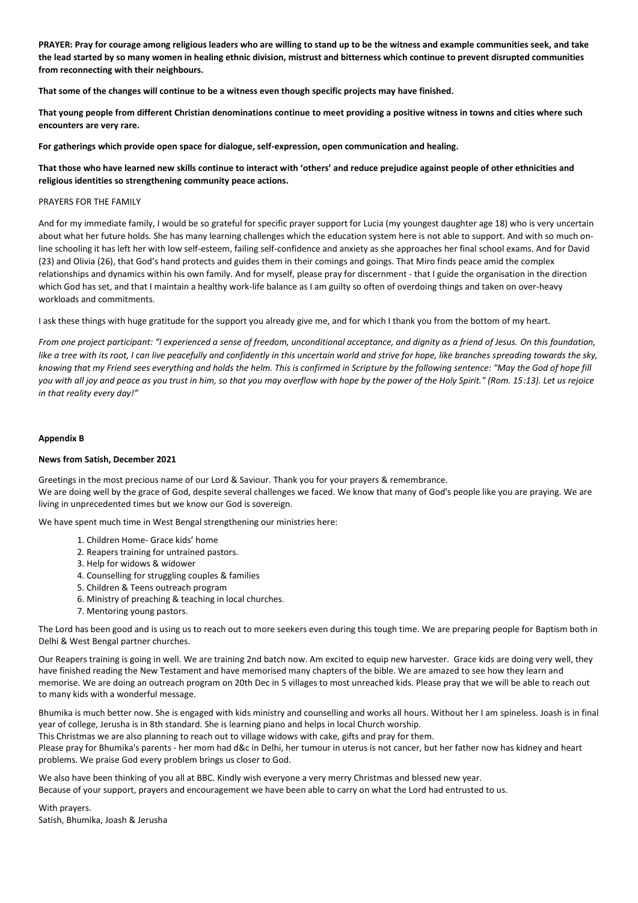**PRAYER: Pray for courage among religious leaders who are willing to stand up to be the witness and example communities seek, and take the lead started by so many women in healing ethnic division, mistrust and bitterness which continue to prevent disrupted communities from reconnecting with their neighbours.**

**That some of the changes will continue to be a witness even though specific projects may have finished.**

**That young people from different Christian denominations continue to meet providing a positive witness in towns and cities where such encounters are very rare.**

**For gatherings which provide open space for dialogue, self-expression, open communication and healing.**

**That those who have learned new skills continue to interact with 'others' and reduce prejudice against people of other ethnicities and religious identities so strengthening community peace actions.**

PRAYERS FOR THE FAMILY

And for my immediate family, I would be so grateful for specific prayer support for Lucia (my youngest daughter age 18) who is very uncertain about what her future holds. She has many learning challenges which the education system here is not able to support. And with so much on-line schooling it has left her with low self-esteem, failing self-confidence and anxiety as she approaches her final school exams. And for David (23) and Olivia (26), that God's hand protects and guides them in their comings and goings. That Miro finds peace amid the complex relationships and dynamics within his own family. And for myself, please pray for discernment - that I guide the organisation in the direction which God has set, and that I maintain a healthy work-life balance as I am guilty so often of overdoing things and taken on over-heavy workloads and commitments.

I ask these things with huge gratitude for the support you already give me, and for which I thank you from the bottom of my heart.

*From one project participant: "I experienced a sense of freedom, unconditional acceptance, and dignity as a friend of Jesus. On this foundation, like a tree with its root, I can live peacefully and confidently in this uncertain world and strive for hope, like branches spreading towards the sky, knowing that my Friend sees everything and holds the helm. This is confirmed in Scripture by the following sentence: "May the God of hope fill you with all joy and peace as you trust in him, so that you may overflow with hope by the power of the Holy Spirit." (Rom. 15:13). Let us rejoice in that reality every day!"*

**Appendix B**

**News from Satish, December 2021**

Greetings in the most precious name of our Lord & Saviour. Thank you for your prayers & remembrance.
We are doing well by the grace of God, despite several challenges we faced. We know that many of God's people like you are praying. We are living in unprecedented times but we know our God is sovereign.

We have spent much time in West Bengal strengthening our ministries here:

1. Children Home- Grace kids' home
2. Reapers training for untrained pastors.
3. Help for widows & widower
4. Counselling for struggling couples & families
5. Children & Teens outreach program
6. Ministry of preaching & teaching in local churches.
7. Mentoring young pastors.

The Lord has been good and is using us to reach out to more seekers even during this tough time. We are preparing people for Baptism both in Delhi & West Bengal partner churches.

Our Reapers training is going in well. We are training 2nd batch now. Am excited to equip new harvester. Grace kids are doing very well, they have finished reading the New Testament and have memorised many chapters of the bible. We are amazed to see how they learn and memorise. We are doing an outreach program on 20th Dec in 5 villages to most unreached kids. Please pray that we will be able to reach out to many kids with a wonderful message.

Bhumika is much better now. She is engaged with kids ministry and counselling and works all hours. Without her I am spineless. Joash is in final year of college, Jerusha is in 8th standard. She is learning piano and helps in local Church worship.
This Christmas we are also planning to reach out to village widows with cake, gifts and pray for them.
Please pray for Bhumika's parents - her mom had d&c in Delhi, her tumour in uterus is not cancer, but her father now has kidney and heart problems. We praise God every problem brings us closer to God.

We also have been thinking of you all at BBC. Kindly wish everyone a very merry Christmas and blessed new year.
Because of your support, prayers and encouragement we have been able to carry on what the Lord had entrusted to us.

With prayers.
Satish, Bhumika, Joash & Jerusha